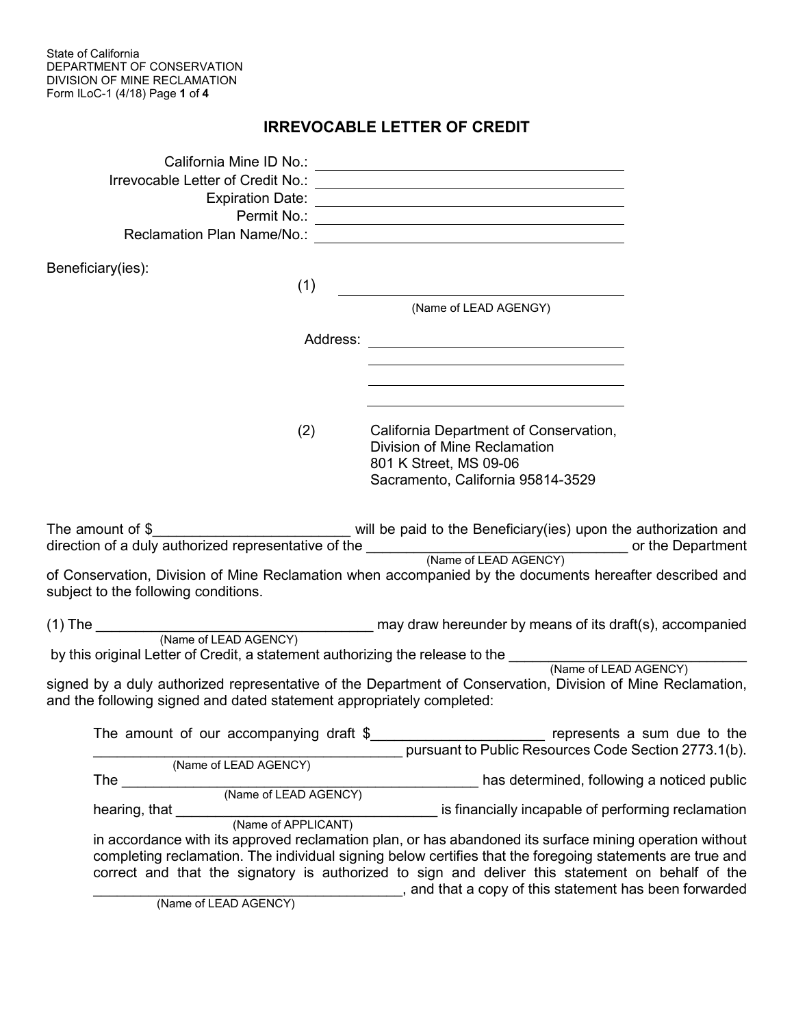State of California
DEPARTMENT OF CONSERVATION
DIVISION OF MINE RECLAMATION
Form ILoC-1 (4/18)

# IRREVOCABLE LETTER OF CREDIT

California Mine ID No.: ______________________________

Irrevocable Letter of Credit No.: ______________________________

Expiration Date: ______________________________

Permit No.: ______________________________

Reclamation Plan Name/No.: ______________________________

Beneficiary(ies):

(1) ______________________________
(Name of LEAD AGENGY)

Address: ______________________________
______________________________
______________________________
______________________________

(2) California Department of Conservation,
Division of Mine Reclamation
801 K Street, MS 09-06
Sacramento, California 95814-3529

The amount of $________________________ will be paid to the Beneficiary(ies) upon the authorization and direction of a duly authorized representative of the ________________________________ (Name of LEAD AGENCY) or the Department of Conservation, Division of Mine Reclamation when accompanied by the documents hereafter described and subject to the following conditions.

(1) The ________________________________ (Name of LEAD AGENCY) may draw hereunder by means of its draft(s), accompanied by this original Letter of Credit, a statement authorizing the release to the ____________________________ (Name of LEAD AGENCY) signed by a duly authorized representative of the Department of Conservation, Division of Mine Reclamation, and the following signed and dated statement appropriately completed:

> The amount of our accompanying draft $_____________________ represents a sum due to the ______________________________________ (Name of LEAD AGENCY) pursuant to Public Resources Code Section 2773.1(b). The ____________________________________________ (Name of LEAD AGENCY) has determined, following a noticed public hearing, that ________________________________ (Name of APPLICANT) is financially incapable of performing reclamation in accordance with its approved reclamation plan, or has abandoned its surface mining operation without completing reclamation. The individual signing below certifies that the foregoing statements are true and correct and that the signatory is authorized to sign and deliver this statement on behalf of the ______________________________________ (Name of LEAD AGENCY), and that a copy of this statement has been forwarded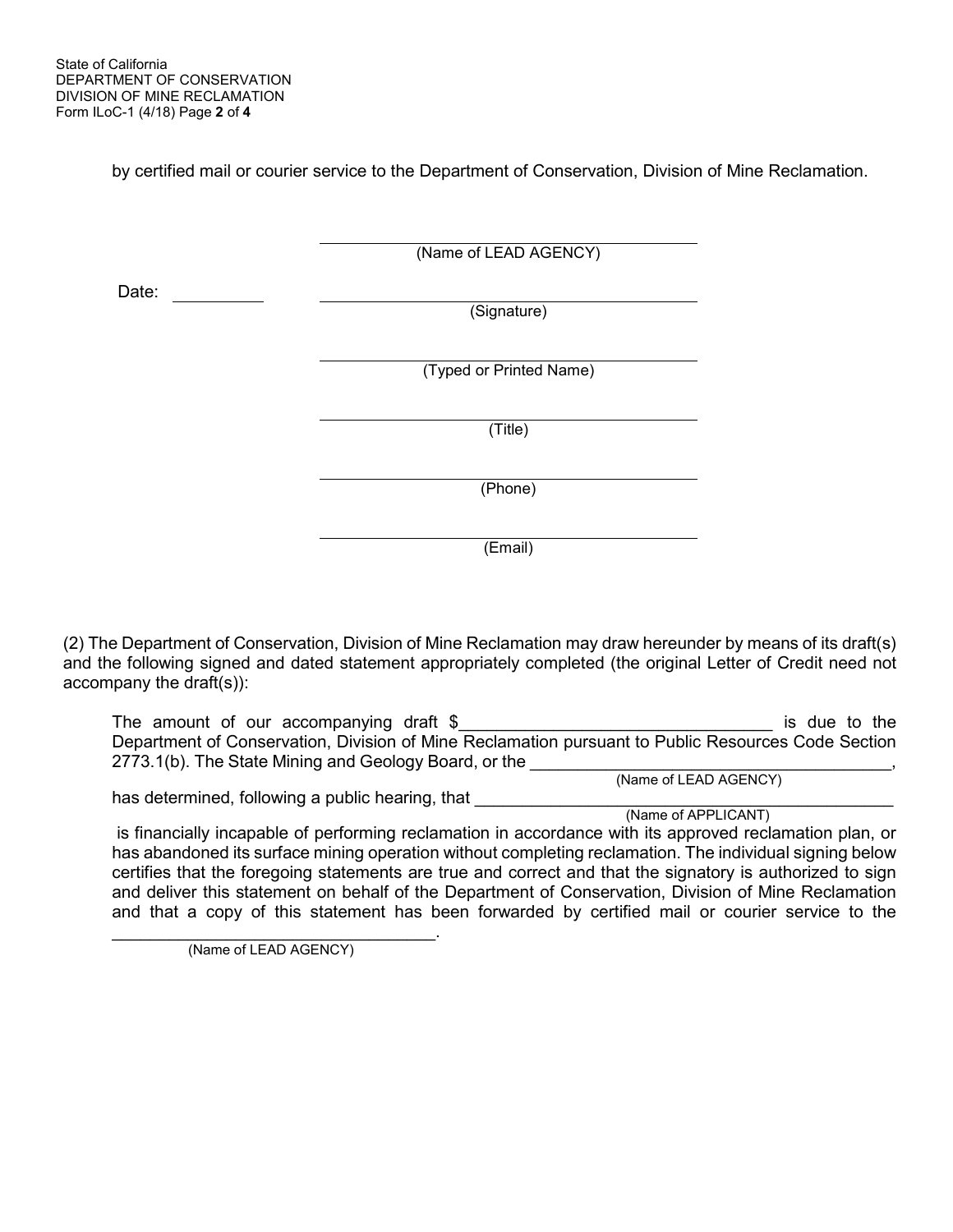by certified mail or courier service to the Department of Conservation, Division of Mine Reclamation.

\_\_\_\_\_\_\_\_\_\_\_\_\_\_\_\_\_\_\_\_\_\_\_\_\_\_\_\_\_\_\_\_\_\_\_\_\_\_\_\_
(Name of LEAD AGENCY)

Date: \_\_\_\_\_\_\_\_\_\_ \_\_\_\_\_\_\_\_\_\_\_\_\_\_\_\_\_\_\_\_\_\_\_\_\_\_\_\_\_\_\_\_\_\_\_\_\_\_\_\_
(Signature)

\_\_\_\_\_\_\_\_\_\_\_\_\_\_\_\_\_\_\_\_\_\_\_\_\_\_\_\_\_\_\_\_\_\_\_\_\_\_\_\_
(Typed or Printed Name)

\_\_\_\_\_\_\_\_\_\_\_\_\_\_\_\_\_\_\_\_\_\_\_\_\_\_\_\_\_\_\_\_\_\_\_\_\_\_\_\_
(Title)

\_\_\_\_\_\_\_\_\_\_\_\_\_\_\_\_\_\_\_\_\_\_\_\_\_\_\_\_\_\_\_\_\_\_\_\_\_\_\_\_
(Phone)

\_\_\_\_\_\_\_\_\_\_\_\_\_\_\_\_\_\_\_\_\_\_\_\_\_\_\_\_\_\_\_\_\_\_\_\_\_\_\_\_
(Email)

(2) The Department of Conservation, Division of Mine Reclamation may draw hereunder by means of its draft(s) and the following signed and dated statement appropriately completed (the original Letter of Credit need not accompany the draft(s)):

> The amount of our accompanying draft $\_\_\_\_\_\_\_\_\_\_\_\_\_\_\_\_\_\_\_\_\_\_\_\_\_\_\_\_\_\_\_\_ is due to the Department of Conservation, Division of Mine Reclamation pursuant to Public Resources Code Section 2773.1(b). The State Mining and Geology Board, or the \_\_\_\_\_\_\_\_\_\_\_\_\_\_\_\_\_\_\_\_\_\_\_\_\_\_\_\_\_\_\_\_\_\_\_\_\_\_ (Name of LEAD AGENCY), has determined, following a public hearing, that \_\_\_\_\_\_\_\_\_\_\_\_\_\_\_\_\_\_\_\_\_\_\_\_\_\_\_\_\_\_\_\_\_\_\_\_\_\_\_\_\_\_ (Name of APPLICANT) is financially incapable of performing reclamation in accordance with its approved reclamation plan, or has abandoned its surface mining operation without completing reclamation. The individual signing below certifies that the foregoing statements are true and correct and that the signatory is authorized to sign and deliver this statement on behalf of the Department of Conservation, Division of Mine Reclamation and that a copy of this statement has been forwarded by certified mail or courier service to the \_\_\_\_\_\_\_\_\_\_\_\_\_\_\_\_\_\_\_\_\_\_\_\_\_\_\_\_\_\_\_\_\_\_ (Name of LEAD AGENCY).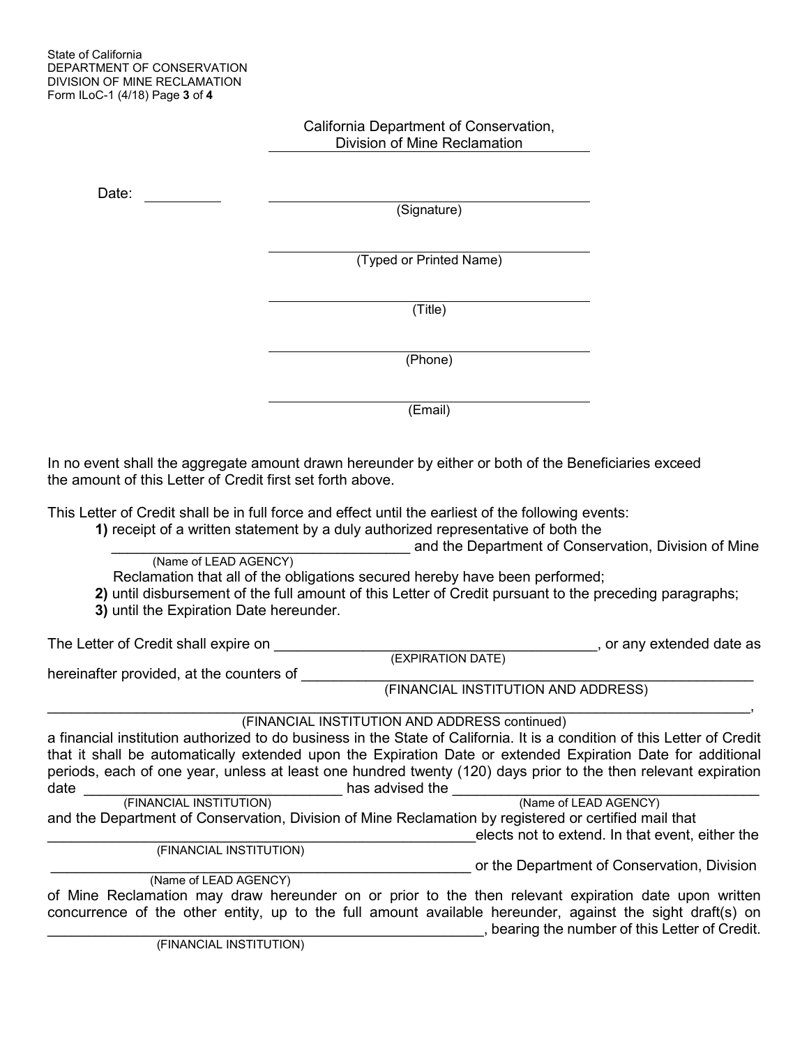California Department of Conservation, Division of Mine Reclamation

Date: __________

______________________________
(Signature)

______________________________
(Typed or Printed Name)

______________________________
(Title)

______________________________
(Phone)

______________________________
(Email)

In no event shall the aggregate amount drawn hereunder by either or both of the Beneficiaries exceed the amount of this Letter of Credit first set forth above.

This Letter of Credit shall be in full force and effect until the earliest of the following events:

**1)** receipt of a written statement by a duly authorized representative of both the ______________________________ (Name of LEAD AGENCY) and the Department of Conservation, Division of Mine Reclamation that all of the obligations secured hereby have been performed;

**2)** until disbursement of the full amount of this Letter of Credit pursuant to the preceding paragraphs;

**3)** until the Expiration Date hereunder.

The Letter of Credit shall expire on ______________________________ (EXPIRATION DATE), or any extended date as hereinafter provided, at the counters of ______________________________ (FINANCIAL INSTITUTION AND ADDRESS) ______________________________ (FINANCIAL INSTITUTION AND ADDRESS continued), a financial institution authorized to do business in the State of California. It is a condition of this Letter of Credit that it shall be automatically extended upon the Expiration Date or extended Expiration Date for additional periods, each of one year, unless at least one hundred twenty (120) days prior to the then relevant expiration date ______________________________ (FINANCIAL INSTITUTION) has advised the ______________________________ (Name of LEAD AGENCY) and the Department of Conservation, Division of Mine Reclamation by registered or certified mail that ______________________________ (FINANCIAL INSTITUTION) elects not to extend. In that event, either the ______________________________ (Name of LEAD AGENCY) or the Department of Conservation, Division of Mine Reclamation may draw hereunder on or prior to the then relevant expiration date upon written concurrence of the other entity, up to the full amount available hereunder, against the sight draft(s) on ______________________________ (FINANCIAL INSTITUTION), bearing the number of this Letter of Credit.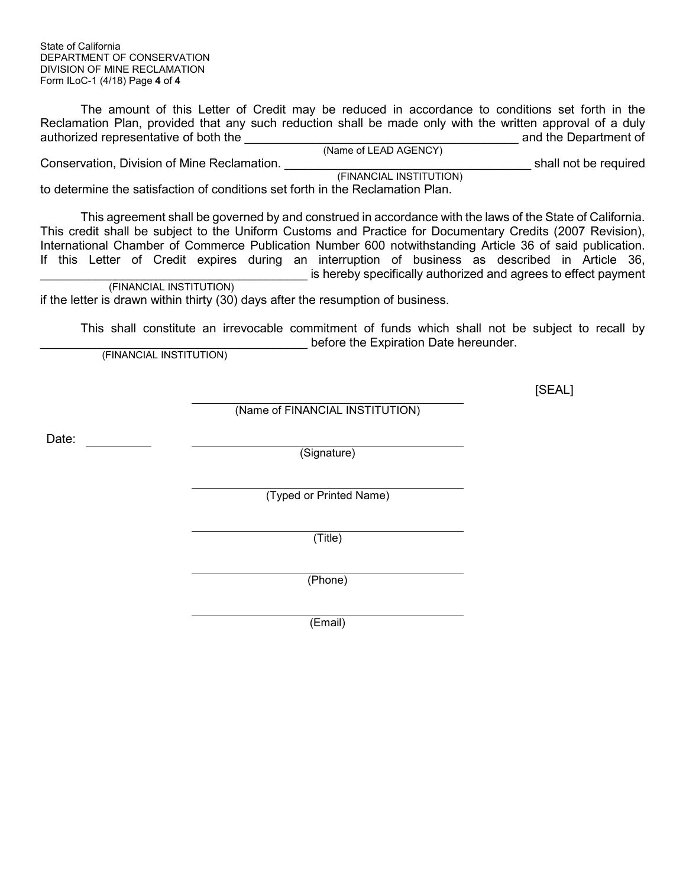The amount of this Letter of Credit may be reduced in accordance to conditions set forth in the Reclamation Plan, provided that any such reduction shall be made only with the written approval of a duly authorized representative of both the ________________________________________ (Name of LEAD AGENCY) and the Department of Conservation, Division of Mine Reclamation. ____________________________________ (FINANCIAL INSTITUTION) shall not be required to determine the satisfaction of conditions set forth in the Reclamation Plan.

This agreement shall be governed by and construed in accordance with the laws of the State of California. This credit shall be subject to the Uniform Customs and Practice for Documentary Credits (2007 Revision), International Chamber of Commerce Publication Number 600 notwithstanding Article 36 of said publication. If this Letter of Credit expires during an interruption of business as described in Article 36, ________________________________________ (FINANCIAL INSTITUTION) is hereby specifically authorized and agrees to effect payment if the letter is drawn within thirty (30) days after the resumption of business.

This shall constitute an irrevocable commitment of funds which shall not be subject to recall by ________________________________________ (FINANCIAL INSTITUTION) before the Expiration Date hereunder.

[SEAL]

________________________________________
(Name of FINANCIAL INSTITUTION)

Date: __________

________________________________________
(Signature)

________________________________________
(Typed or Printed Name)

________________________________________
(Title)

________________________________________
(Phone)

________________________________________
(Email)